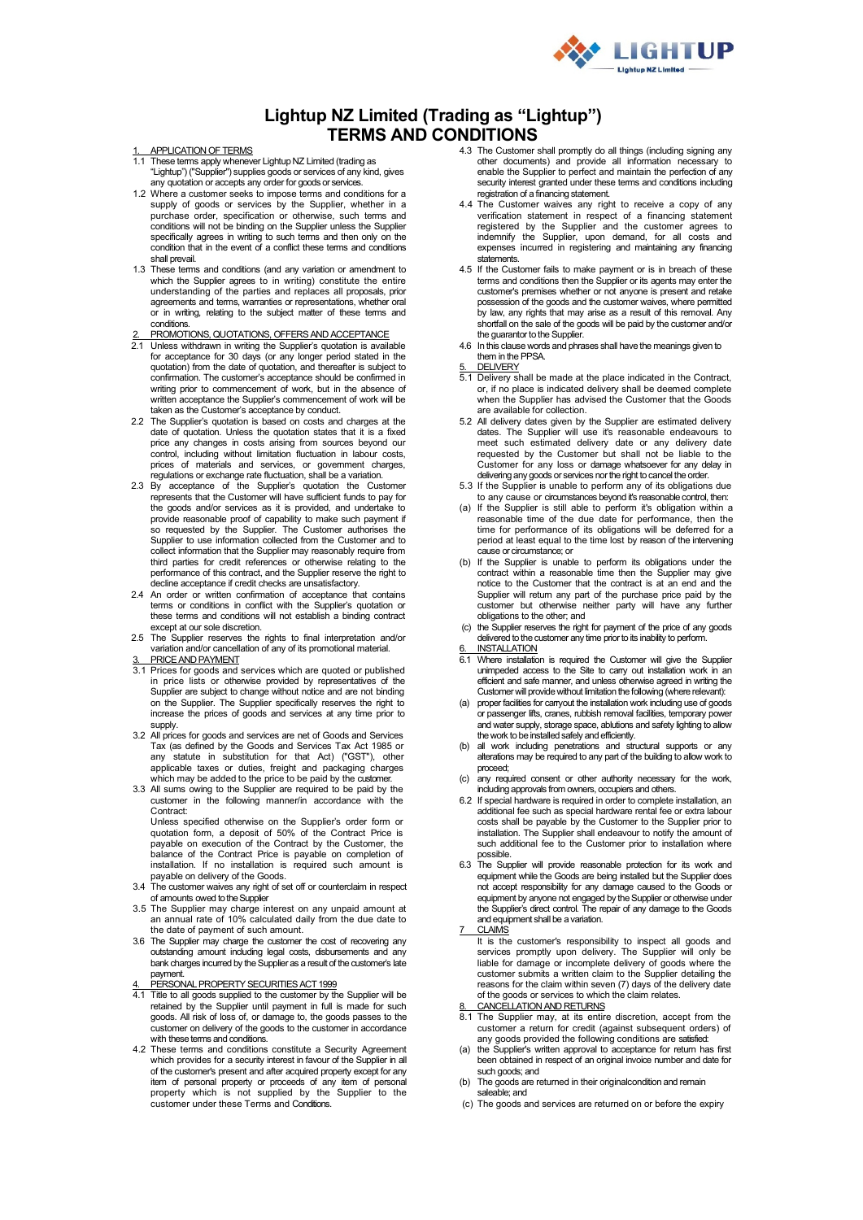# Lightup NZ Limited (Trading as "Lightup")
# TERMS AND CONDITIONS

## 1. APPLICATION OF TERMS

1.1 These terms apply whenever Lightup NZ Limited (trading as "Lightup") ("Supplier") supplies goods or services of any kind, gives any quotation or accepts any order for goods or services.

1.2 Where a customer seeks to impose terms and conditions for a supply of goods or services by the Supplier, whether in a purchase order, specification or otherwise, such terms and conditions will not be binding on the Supplier unless the Supplier specifically agrees in writing to such terms and then only on the condition that in the event of a conflict these terms and conditions shall prevail.

1.3 These terms and conditions (and any variation or amendment to which the Supplier agrees to in writing) constitute the entire understanding of the parties and replaces all proposals, prior agreements and terms, warranties or representations, whether oral or in writing, relating to the subject matter of these terms and conditions.

## 2. PROMOTIONS, QUOTATIONS, OFFERS AND ACCEPTANCE

2.1 Unless withdrawn in writing the Supplier's quotation is available for acceptance for 30 days (or any longer period stated in the quotation) from the date of quotation, and thereafter is subject to confirmation. The customer's acceptance should be confirmed in writing prior to commencement of work, but in the absence of written acceptance the Supplier's commencement of work will be taken as the Customer's acceptance by conduct.

2.2 The Supplier's quotation is based on costs and charges at the date of quotation. Unless the quotation states that it is a fixed price any changes in costs arising from sources beyond our control, including without limitation fluctuation in labour costs, prices of materials and services, or government charges, regulations or exchange rate fluctuation, shall be a variation.

2.3 By acceptance of the Supplier's quotation the Customer represents that the Customer will have sufficient funds to pay for the goods and/or services as it is provided, and undertake to provide reasonable proof of capability to make such payment if so requested by the Supplier. The Customer authorises the Supplier to use information collected from the Customer and to collect information that the Supplier may reasonably require from third parties for credit references or otherwise relating to the performance of this contract, and the Supplier reserve the right to decline acceptance if credit checks are unsatisfactory.

2.4 An order or written confirmation of acceptance that contains terms or conditions in conflict with the Supplier's quotation or these terms and conditions will not establish a binding contract except at our sole discretion.

2.5 The Supplier reserves the rights to final interpretation and/or variation and/or cancellation of any of its promotional material.

## 3. PRICE AND PAYMENT

3.1 Prices for goods and services which are quoted or published in price lists or otherwise provided by representatives of the Supplier are subject to change without notice and are not binding on the Supplier. The Supplier specifically reserves the right to increase the prices of goods and services at any time prior to supply.

3.2 All prices for goods and services are net of Goods and Services Tax (as defined by the Goods and Services Tax Act 1985 or any statute in substitution for that Act) ("GST"), other applicable taxes or duties, freight and packaging charges which may be added to the price to be paid by the customer.

3.3 All sums owing to the Supplier are required to be paid by the customer in the following manner/in accordance with the Contract:
Unless specified otherwise on the Supplier's order form or quotation form, a deposit of 50% of the Contract Price is payable on execution of the Contract by the Customer, the balance of the Contract Price is payable on completion of installation. If no installation is required such amount is payable on delivery of the Goods.

3.4 The customer waives any right of set off or counterclaim in respect of amounts owed to the Supplier

3.5 The Supplier may charge interest on any unpaid amount at an annual rate of 10% calculated daily from the due date to the date of payment of such amount.

3.6 The Supplier may charge the customer the cost of recovering any outstanding amount including legal costs, disbursements and any bank charges incurred by the Supplier as a result of the customer's late payment.

## 4. PERSONAL PROPERTY SECURITIES ACT 1999

4.1 Title to all goods supplied to the customer by the Supplier will be retained by the Supplier until payment in full is made for such goods. All risk of loss of, or damage to, the goods passes to the customer on delivery of the goods to the customer in accordance with these terms and conditions.

4.2 These terms and conditions constitute a Security Agreement which provides for a security interest in favour of the Supplier in all of the customer's present and after acquired property except for any item of personal property or proceeds of any item of personal property which is not supplied by the Supplier to the customer under these Terms and Conditions.

4.3 The Customer shall promptly do all things (including signing any other documents) and provide all information necessary to enable the Supplier to perfect and maintain the perfection of any security interest granted under these terms and conditions including registration of a financing statement.

4.4 The Customer waives any right to receive a copy of any verification statement in respect of a financing statement registered by the Supplier and the customer agrees to indemnify the Supplier, upon demand, for all costs and expenses incurred in registering and maintaining any financing statements.

4.5 If the Customer fails to make payment or is in breach of these terms and conditions then the Supplier or its agents may enter the customer's premises whether or not anyone is present and retake possession of the goods and the customer waives, where permitted by law, any rights that may arise as a result of this removal. Any shortfall on the sale of the goods will be paid by the customer and/or the guarantor to the Supplier.

4.6 In this clause words and phrases shall have the meanings given to them in the PPSA.

## 5. DELIVERY

5.1 Delivery shall be made at the place indicated in the Contract, or, if no place is indicated delivery shall be deemed complete when the Supplier has advised the Customer that the Goods are available for collection.

5.2 All delivery dates given by the Supplier are estimated delivery dates. The Supplier will use it's reasonable endeavours to meet such estimated delivery date or any delivery date requested by the Customer but shall not be liable to the Customer for any loss or damage whatsoever for any delay in delivering any goods or services nor the right to cancel the order.

5.3 If the Supplier is unable to perform any of its obligations due to any cause or circumstances beyond it's reasonable control, then:

(a) If the Supplier is still able to perform it's obligation within a reasonable time of the due date for performance, then the time for performance of its obligations will be deferred for a period at least equal to the time lost by reason of the intervening cause or circumstance; or

(b) If the Supplier is unable to perform its obligations under the contract within a reasonable time then the Supplier may give notice to the Customer that the contract is at an end and the Supplier will return any part of the purchase price paid by the customer but otherwise neither party will have any further obligations to the other; and

(c) the Supplier reserves the right for payment of the price of any goods delivered to the customer any time prior to its inability to perform.

## 6. INSTALLATION

6.1 Where installation is required the Customer will give the Supplier unimpeded access to the Site to carry out installation work in an efficient and safe manner, and unless otherwise agreed in writing the Customer will provide without limitation the following (where relevant):

(a) proper facilities for carryout the installation work including use of goods or passenger lifts, cranes, rubbish removal facilities, temporary power and water supply, storage space, ablutions and safety lighting to allow the work to be installed safely and efficiently.

(b) all work including penetrations and structural supports or any alterations may be required to any part of the building to allow work to proceed;

(c) any required consent or other authority necessary for the work, including approvals from owners, occupiers and others.

6.2 If special hardware is required in order to complete installation, an additional fee such as special hardware rental fee or extra labour costs shall be payable by the Customer to the Supplier prior to installation. The Supplier shall endeavour to notify the amount of such additional fee to the Customer prior to installation where possible.

6.3 The Supplier will provide reasonable protection for its work and equipment while the Goods are being installed but the Supplier does not accept responsibility for any damage caused to the Goods or equipment by anyone not engaged by the Supplier or otherwise under the Supplier's direct control. The repair of any damage to the Goods and equipment shall be a variation.

## 7 CLAIMS

It is the customer's responsibility to inspect all goods and services promptly upon delivery. The Supplier will only be liable for damage or incomplete delivery of goods where the customer submits a written claim to the Supplier detailing the reasons for the claim within seven (7) days of the delivery date of the goods or services to which the claim relates.

## 8. CANCELLATION AND RETURNS

8.1 The Supplier may, at its entire discretion, accept from the customer a return for credit (against subsequent orders) of any goods provided the following conditions are satisfied:

(a) the Supplier's written approval to acceptance for return has first been obtained in respect of an original invoice number and date for such goods; and

(b) The goods are returned in their originalcondition and remain saleable; and

(c) The goods and services are returned on or before the expiry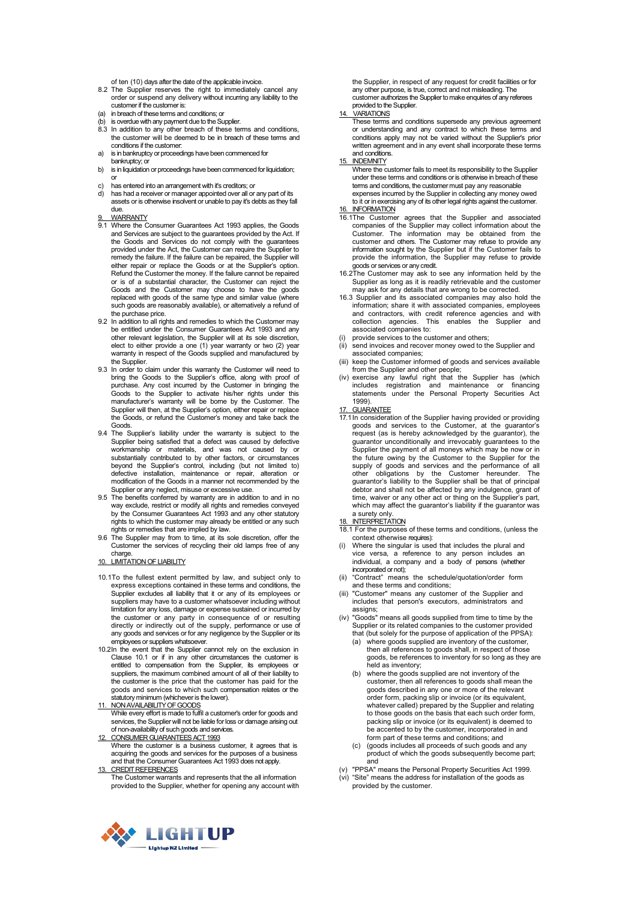of ten (10) days after the date of the applicable invoice.

8.2 The Supplier reserves the right to immediately cancel any order or suspend any delivery without incurring any liability to the customer if the customer is:

(a) in breach of these terms and conditions; or
(b) is overdue with any payment due to the Supplier.

8.3 In addition to any other breach of these terms and conditions, the customer will be deemed to be in breach of these terms and conditions if the customer:

a) is in bankruptcy or proceedings have been commenced for bankruptcy; or
b) is in liquidation or proceedings have been commenced for liquidation; or
c) has entered into an arrangement with it's creditors; or
d) has had a receiver or manager appointed over all or any part of its assets or is otherwise insolvent or unable to pay it's debts as they fall due.

9. WARRANTY

9.1 Where the Consumer Guarantees Act 1993 applies, the Goods and Services are subject to the guarantees provided by the Act. If the Goods and Services do not comply with the guarantees provided under the Act, the Customer can require the Supplier to remedy the failure. If the failure can be repaired, the Supplier will either repair or replace the Goods or at the Supplier's option. Refund the Customer the money. If the failure cannot be repaired or is of a substantial character, the Customer can reject the Goods and the Customer may choose to have the goods replaced with goods of the same type and similar value (where such goods are reasonably available), or alternatively a refund of the purchase price.

9.2 In addition to all rights and remedies to which the Customer may be entitled under the Consumer Guarantees Act 1993 and any other relevant legislation, the Supplier will at its sole discretion, elect to either provide a one (1) year warranty or two (2) year warranty in respect of the Goods supplied and manufactured by the Supplier.

9.3 In order to claim under this warranty the Customer will need to bring the Goods to the Supplier's office, along with proof of purchase. Any cost incurred by the Customer in bringing the Goods to the Supplier to activate his/her rights under this manufacturer's warranty will be borne by the Customer. The Supplier will then, at the Supplier's option, either repair or replace the Goods, or refund the Customer's money and take back the Goods.

9.4 The Supplier's liability under the warranty is subject to the Supplier being satisfied that a defect was caused by defective workmanship or materials, and was not caused by or substantially contributed to by other factors, or circumstances beyond the Supplier's control, including (but not limited to) defective installation, maintenance or repair, alteration or modification of the Goods in a manner not recommended by the Supplier or any neglect, misuse or excessive use.

9.5 The benefits conferred by warranty are in addition to and in no way exclude, restrict or modify all rights and remedies conveyed by the Consumer Guarantees Act 1993 and any other statutory rights to which the customer may already be entitled or any such rights or remedies that are implied by law.

9.6 The Supplier may from to time, at its sole discretion, offer the Customer the services of recycling their old lamps free of any charge.

10. LIMITATION OF LIABILITY

10.1 To the fullest extent permitted by law, and subject only to express exceptions contained in these terms and conditions, the Supplier excludes all liability that it or any of its employees or suppliers may have to a customer whatsoever including without limitation for any loss, damage or expense sustained or incurred by the customer or any party in consequence of or resulting directly or indirectly out of the supply, performance or use of any goods and services or for any negligence by the Supplier or its employees or suppliers whatsoever.

10.2 In the event that the Supplier cannot rely on the exclusion in Clause 10.1 or if in any other circumstances the customer is entitled to compensation from the Supplier, its employees or suppliers, the maximum combined amount of all of their liability to the customer is the price that the customer has paid for the goods and services to which such compensation relates or the statutory minimum (whichever is the lower).

11. NON AVAILABILITY OF GOODS

While every effort is made to fulfil a customer's order for goods and services, the Supplier will not be liable for loss or damage arising out of non-availability of such goods and services.

12. CONSUMER GUARANTEES ACT 1993

Where the customer is a business customer, it agrees that is acquiring the goods and services for the purposes of a business and that the Consumer Guarantees Act 1993 does not apply.

13. CREDIT REFERENCES

The Customer warrants and represents that the all information provided to the Supplier, whether for opening any account with the Supplier, in respect of any request for credit facilities or for any other purpose, is true, correct and not misleading. The customer authorizes the Supplier to make enquiries of any referees provided to the Supplier.

14. VARIATIONS

These terms and conditions supersede any previous agreement or understanding and any contract to which these terms and conditions apply may not be varied without the Supplier's prior written agreement and in any event shall incorporate these terms and conditions.

15. INDEMNITY

Where the customer fails to meet its responsibility to the Supplier under these terms and conditions or is otherwise in breach of these terms and conditions, the customer must pay any reasonable expenses incurred by the Supplier in collecting any money owed to it or in exercising any of its other legal rights against the customer.

16. INFORMATION

16.1 The Customer agrees that the Supplier and associated companies of the Supplier may collect information about the Customer. The information may be obtained from the customer and others. The Customer may refuse to provide any information sought by the Supplier but if the Customer fails to provide the information, the Supplier may refuse to provide goods or services or any credit.

16.2 The Customer may ask to see any information held by the Supplier as long as it is readily retrievable and the customer may ask for any details that are wrong to be corrected.

16.3 Supplier and its associated companies may also hold the information; share it with associated companies, employees and contractors, with credit reference agencies and with collection agencies. This enables the Supplier and associated companies to:

(i) provide services to the customer and others;
(ii) send invoices and recover money owed to the Supplier and associated companies;
(iii) keep the Customer informed of goods and services available from the Supplier and other people;
(iv) exercise any lawful right that the Supplier has (which includes registration and maintenance or financing statements under the Personal Property Securities Act 1999).

17. GUARANTEE

17.1 In consideration of the Supplier having provided or providing goods and services to the Customer, at the guarantor's request (as is hereby acknowledged by the guarantor), the guarantor unconditionally and irrevocably guarantees to the Supplier the payment of all moneys which may be now or in the future owing by the Customer to the Supplier for the supply of goods and services and the performance of all other obligations by the Customer hereunder. The guarantor's liability to the Supplier shall be that of principal debtor and shall not be affected by any indulgence, grant of time, waiver or any other act or thing on the Supplier's part, which may affect the guarantor's liability if the guarantor was a surety only.

18. INTERPRETATION

18.1 For the purposes of these terms and conditions, (unless the context otherwise requires):

(i) Where the singular is used that includes the plural and vice versa, a reference to any person includes an individual, a company and a body of persons (whether incorporated or not);
(ii) "Contract" means the schedule/quotation/order form and these terms and conditions;
(iii) "Customer" means any customer of the Supplier and includes that person's executors, administrators and assigns;
(iv) "Goods" means all goods supplied from time to time by the Supplier or its related companies to the customer provided that (but solely for the purpose of application of the PPSA):
   (a) where goods supplied are inventory of the customer, then all references to goods shall, in respect of those goods, be references to inventory for so long as they are held as inventory;
   (b) where the goods supplied are not inventory of the customer, then all references to goods shall mean the goods described in any one or more of the relevant order form, packing slip or invoice (or its equivalent, whatever called) prepared by the Supplier and relating to those goods on the basis that each such order form, packing slip or invoice (or its equivalent) is deemed to be accented to by the customer, incorporated in and form part of these terms and conditions; and
   (c) (goods includes all proceeds of such goods and any product of which the goods subsequently become part; and
(v) "PPSA" means the Personal Property Securities Act 1999.
(vi) "Site" means the address for installation of the goods as provided by the customer.

LIGHTUP
Lightup NZ Limited